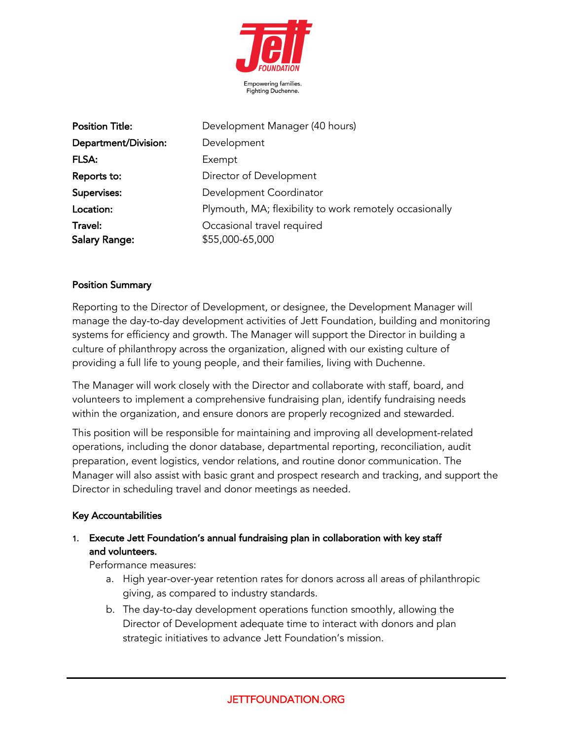Jett FOUNDATION

Empowering families.
Fighting Duchenne.

| | |
|---|---|
| **Position Title:** | Development Manager (40 hours) |
| **Department/Division:** | Development |
| **FLSA:** | Exempt |
| **Reports to:** | Director of Development |
| **Supervises:** | Development Coordinator |
| **Location:** | Plymouth, MA; flexibility to work remotely occasionally |
| **Travel:** | Occasional travel required |
| **Salary Range:** | $55,000-65,000 |

**Position Summary**

Reporting to the Director of Development, or designee, the Development Manager will manage the day-to-day development activities of Jett Foundation, building and monitoring systems for efficiency and growth. The Manager will support the Director in building a culture of philanthropy across the organization, aligned with our existing culture of providing a full life to young people, and their families, living with Duchenne.

The Manager will work closely with the Director and collaborate with staff, board, and volunteers to implement a comprehensive fundraising plan, identify fundraising needs within the organization, and ensure donors are properly recognized and stewarded.

This position will be responsible for maintaining and improving all development-related operations, including the donor database, departmental reporting, reconciliation, audit preparation, event logistics, vendor relations, and routine donor communication. The Manager will also assist with basic grant and prospect research and tracking, and support the Director in scheduling travel and donor meetings as needed.

**Key Accountabilities**

1. **Execute Jett Foundation's annual fundraising plan in collaboration with key staff and volunteers.**
   Performance measures:
   a. High year-over-year retention rates for donors across all areas of philanthropic giving, as compared to industry standards.
   b. The day-to-day development operations function smoothly, allowing the Director of Development adequate time to interact with donors and plan strategic initiatives to advance Jett Foundation's mission.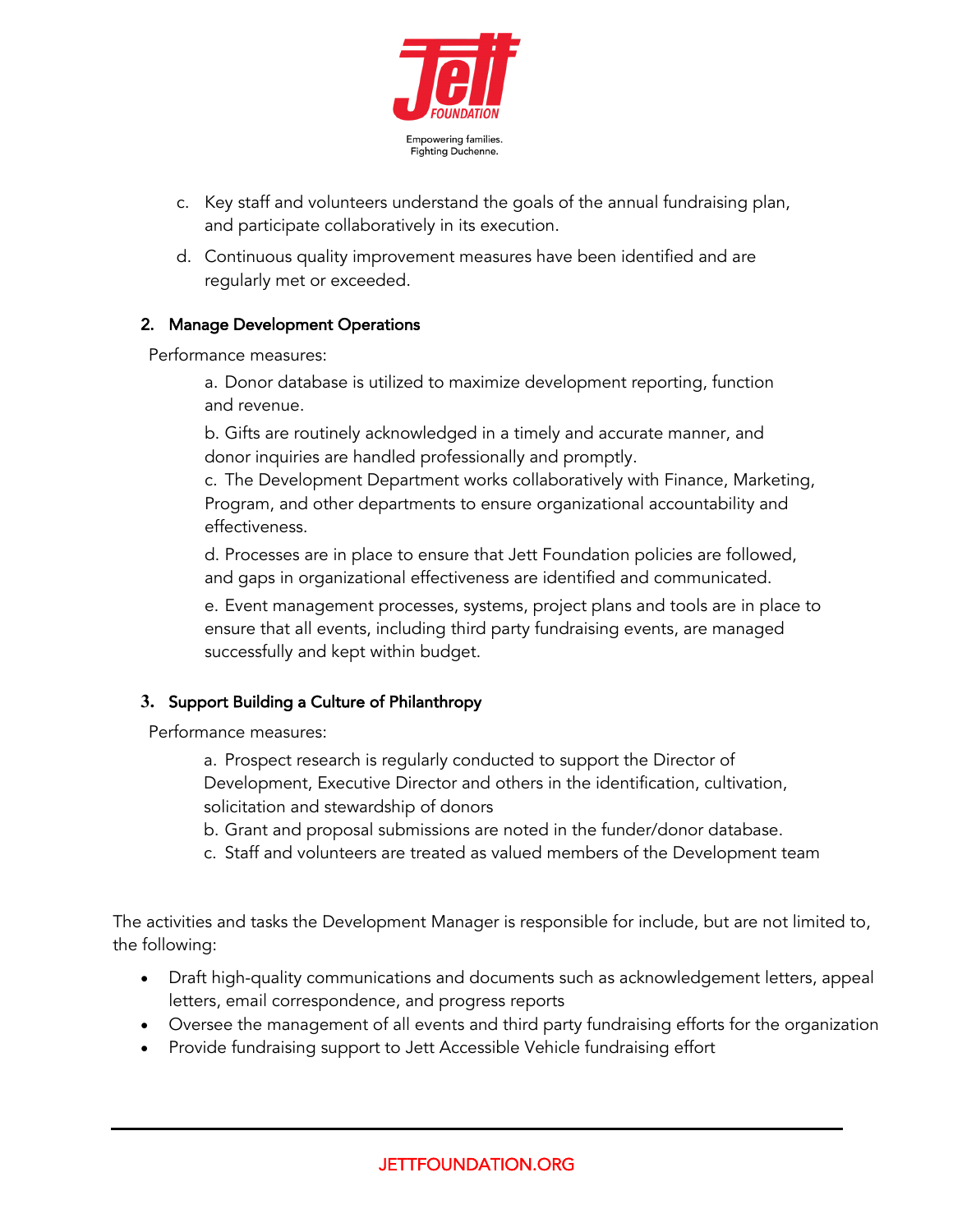c. Key staff and volunteers understand the goals of the annual fundraising plan, and participate collaboratively in its execution.

d. Continuous quality improvement measures have been identified and are regularly met or exceeded.

2. **Manage Development Operations**

Performance measures:

a. Donor database is utilized to maximize development reporting, function and revenue.

b. Gifts are routinely acknowledged in a timely and accurate manner, and donor inquiries are handled professionally and promptly.

c. The Development Department works collaboratively with Finance, Marketing, Program, and other departments to ensure organizational accountability and effectiveness.

d. Processes are in place to ensure that Jett Foundation policies are followed, and gaps in organizational effectiveness are identified and communicated.

e. Event management processes, systems, project plans and tools are in place to ensure that all events, including third party fundraising events, are managed successfully and kept within budget.

3. **Support Building a Culture of Philanthropy**

Performance measures:

a. Prospect research is regularly conducted to support the Director of Development, Executive Director and others in the identification, cultivation, solicitation and stewardship of donors

b. Grant and proposal submissions are noted in the funder/donor database.

c. Staff and volunteers are treated as valued members of the Development team

The activities and tasks the Development Manager is responsible for include, but are not limited to, the following:

- Draft high-quality communications and documents such as acknowledgement letters, appeal letters, email correspondence, and progress reports
- Oversee the management of all events and third party fundraising efforts for the organization
- Provide fundraising support to Jett Accessible Vehicle fundraising effort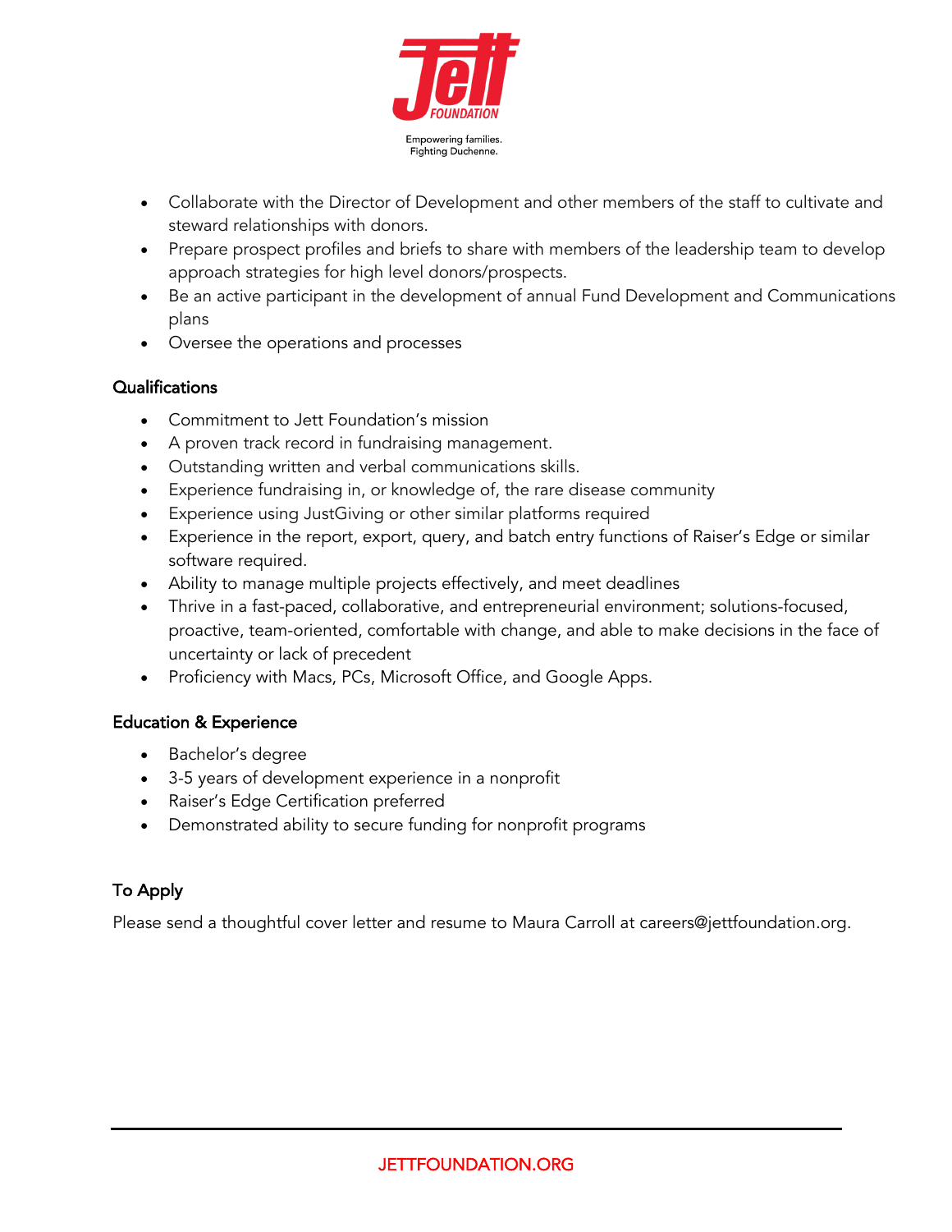- Collaborate with the Director of Development and other members of the staff to cultivate and steward relationships with donors.
- Prepare prospect profiles and briefs to share with members of the leadership team to develop approach strategies for high level donors/prospects.
- Be an active participant in the development of annual Fund Development and Communications plans
- Oversee the operations and processes

## Qualifications

- Commitment to Jett Foundation's mission
- A proven track record in fundraising management.
- Outstanding written and verbal communications skills.
- Experience fundraising in, or knowledge of, the rare disease community
- Experience using JustGiving or other similar platforms required
- Experience in the report, export, query, and batch entry functions of Raiser's Edge or similar software required.
- Ability to manage multiple projects effectively, and meet deadlines
- Thrive in a fast-paced, collaborative, and entrepreneurial environment; solutions-focused, proactive, team-oriented, comfortable with change, and able to make decisions in the face of uncertainty or lack of precedent
- Proficiency with Macs, PCs, Microsoft Office, and Google Apps.

## Education & Experience

- Bachelor's degree
- 3-5 years of development experience in a nonprofit
- Raiser's Edge Certification preferred
- Demonstrated ability to secure funding for nonprofit programs

## To Apply

Please send a thoughtful cover letter and resume to Maura Carroll at careers@jettfoundation.org.